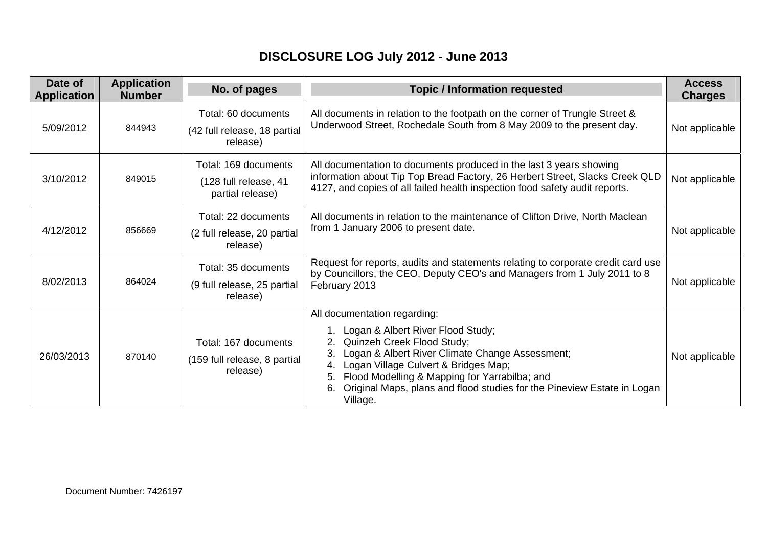# DISCLOSURE LOG July 2012 - June 2013

| Date of Application | Application Number | No. of pages | Topic / Information requested | Access Charges |
|---|---|---|---|---|
| 5/09/2012 | 844943 | Total: 60 documents (42 full release, 18 partial release) | All documents in relation to the footpath on the corner of Trungle Street & Underwood Street, Rochedale South from 8 May 2009 to the present day. | Not applicable |
| 3/10/2012 | 849015 | Total: 169 documents (128 full release, 41 partial release) | All documentation to documents produced in the last 3 years showing information about Tip Top Bread Factory, 26 Herbert Street, Slacks Creek QLD 4127, and copies of all failed health inspection food safety audit reports. | Not applicable |
| 4/12/2012 | 856669 | Total: 22 documents (2 full release, 20 partial release) | All documents in relation to the maintenance of Clifton Drive, North Maclean from 1 January 2006 to present date. | Not applicable |
| 8/02/2013 | 864024 | Total: 35 documents (9 full release, 25 partial release) | Request for reports, audits and statements relating to corporate credit card use by Councillors, the CEO, Deputy CEO's and Managers from 1 July 2011 to 8 February 2013 | Not applicable |
| 26/03/2013 | 870140 | Total: 167 documents (159 full release, 8 partial release) | All documentation regarding: 1. Logan & Albert River Flood Study; 2. Quinzeh Creek Flood Study; 3. Logan & Albert River Climate Change Assessment; 4. Logan Village Culvert & Bridges Map; 5. Flood Modelling & Mapping for Yarrabilba; and 6. Original Maps, plans and flood studies for the Pineview Estate in Logan Village. | Not applicable |

Document Number: 7426197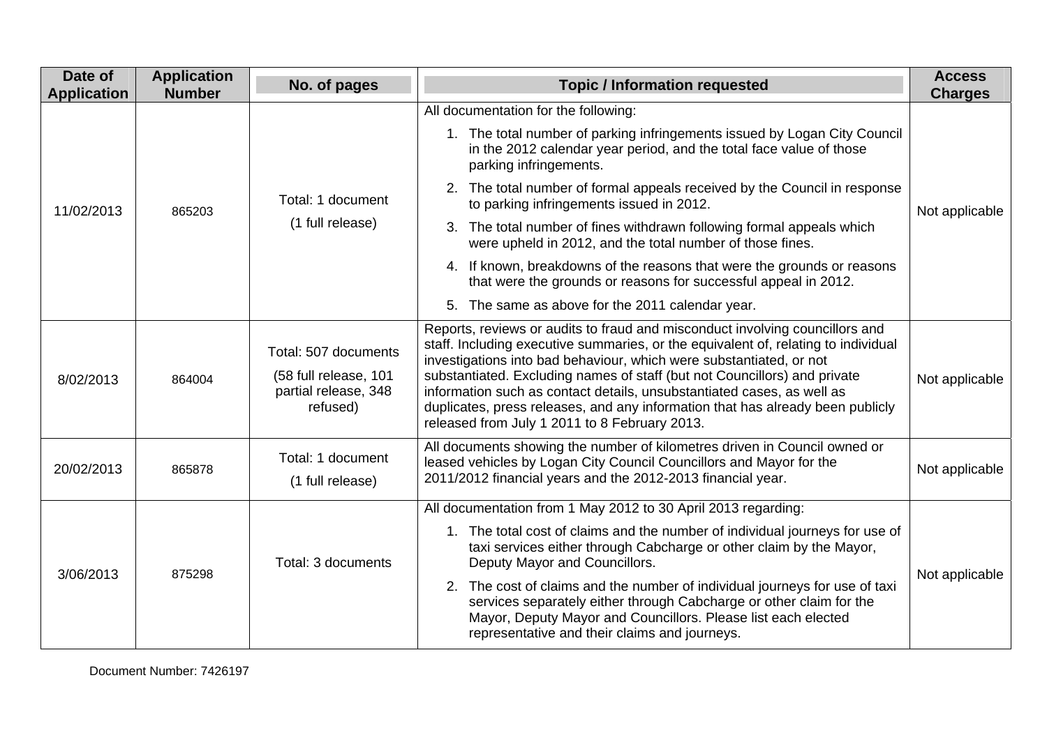| Date of Application | Application Number | No. of pages | Topic / Information requested | Access Charges |
|---|---|---|---|---|
| 11/02/2013 | 865203 | Total: 1 document<br>(1 full release) | All documentation for the following:<br>1. The total number of parking infringements issued by Logan City Council in the 2012 calendar year period, and the total face value of those parking infringements.<br>2. The total number of formal appeals received by the Council in response to parking infringements issued in 2012.<br>3. The total number of fines withdrawn following formal appeals which were upheld in 2012, and the total number of those fines.<br>4. If known, breakdowns of the reasons that were the grounds or reasons that were the grounds or reasons for successful appeal in 2012.<br>5. The same as above for the 2011 calendar year. | Not applicable |
| 8/02/2013 | 864004 | Total: 507 documents<br>(58 full release, 101 partial release, 348 refused) | Reports, reviews or audits to fraud and misconduct involving councillors and staff. Including executive summaries, or the equivalent of, relating to individual investigations into bad behaviour, which were substantiated, or not substantiated. Excluding names of staff (but not Councillors) and private information such as contact details, unsubstantiated cases, as well as duplicates, press releases, and any information that has already been publicly released from July 1 2011 to 8 February 2013. | Not applicable |
| 20/02/2013 | 865878 | Total: 1 document<br>(1 full release) | All documents showing the number of kilometres driven in Council owned or leased vehicles by Logan City Council Councillors and Mayor for the 2011/2012 financial years and the 2012-2013 financial year. | Not applicable |
| 3/06/2013 | 875298 | Total: 3 documents | All documentation from 1 May 2012 to 30 April 2013 regarding:<br>1. The total cost of claims and the number of individual journeys for use of taxi services either through Cabcharge or other claim by the Mayor, Deputy Mayor and Councillors.<br>2. The cost of claims and the number of individual journeys for use of taxi services separately either through Cabcharge or other claim for the Mayor, Deputy Mayor and Councillors. Please list each elected representative and their claims and journeys. | Not applicable |

Document Number: 7426197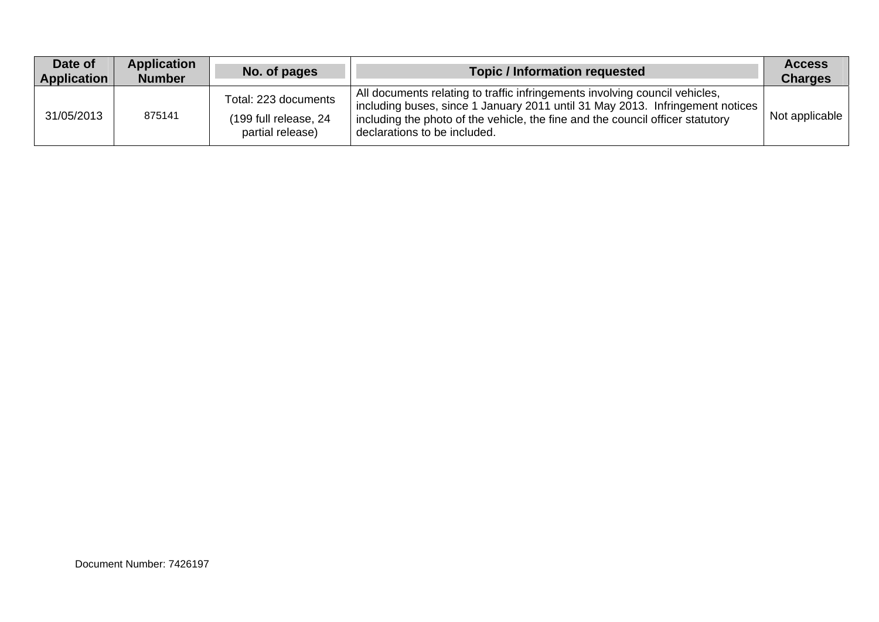| Date of Application | Application Number | No. of pages | Topic / Information requested | Access Charges |
|---|---|---|---|---|
| 31/05/2013 | 875141 | Total: 223 documents (199 full release, 24 partial release) | All documents relating to traffic infringements involving council vehicles, including buses, since 1 January 2011 until 31 May 2013. Infringement notices including the photo of the vehicle, the fine and the council officer statutory declarations to be included. | Not applicable |

Document Number: 7426197